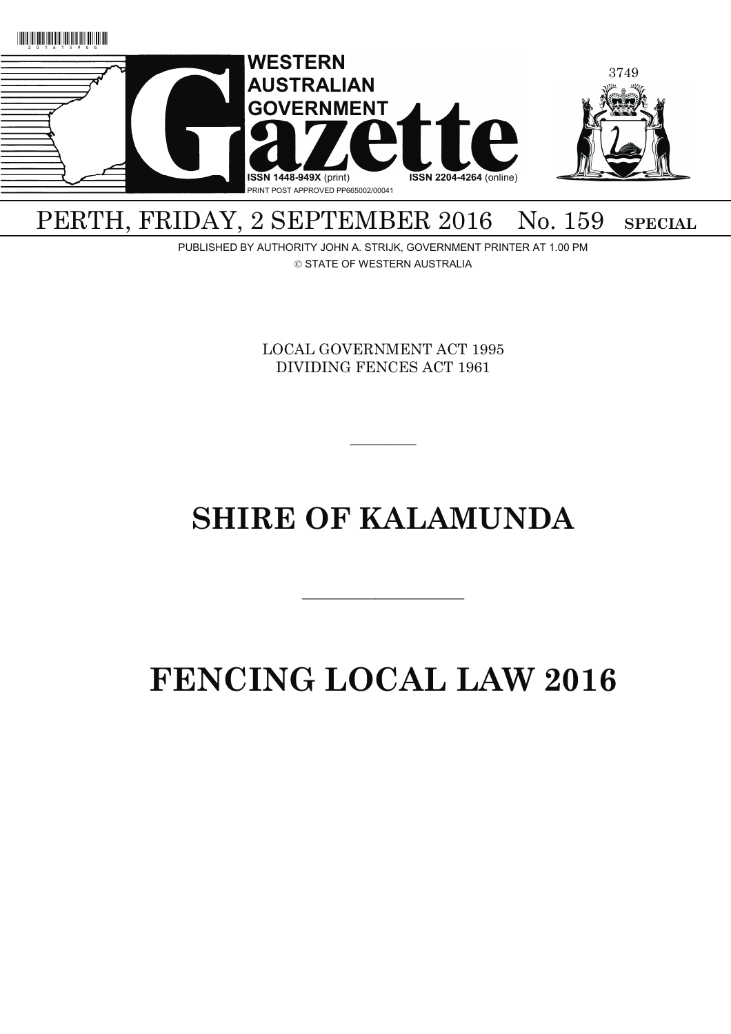# WESTERN AUSTRALIAN GOVERNMENT Gazette

ISSN 1448-949X (print) ISSN 2204-4264 (online)

PRINT POST APPROVED PP665002/00041

PERTH, FRIDAY, 2 SEPTEMBER 2016 No. 159 SPECIAL

PUBLISHED BY AUTHORITY JOHN A. STRIJK, GOVERNMENT PRINTER AT 1.00 PM

© STATE OF WESTERN AUSTRALIA

LOCAL GOVERNMENT ACT 1995
DIVIDING FENCES ACT 1961

---

# SHIRE OF KALAMUNDA

---

# FENCING LOCAL LAW 2016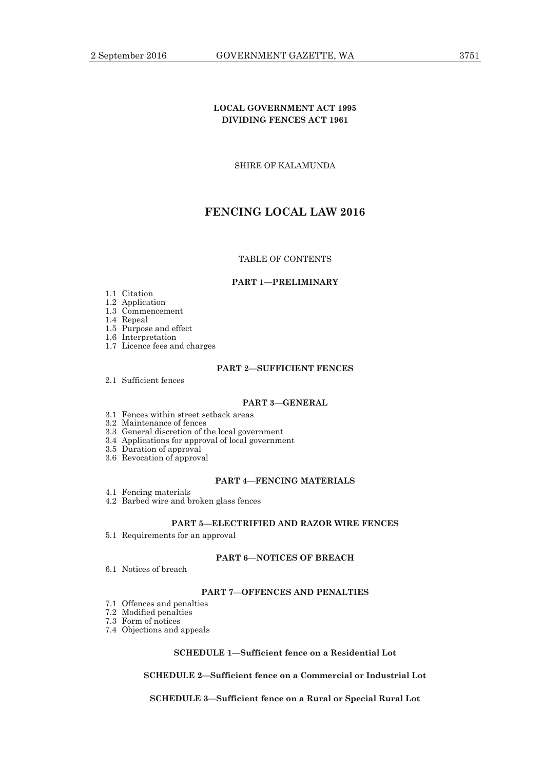**LOCAL GOVERNMENT ACT 1995**
**DIVIDING FENCES ACT 1961**

SHIRE OF KALAMUNDA

# FENCING LOCAL LAW 2016

TABLE OF CONTENTS

**PART 1—PRELIMINARY**

1.1 Citation
1.2 Application
1.3 Commencement
1.4 Repeal
1.5 Purpose and effect
1.6 Interpretation
1.7 Licence fees and charges

**PART 2—SUFFICIENT FENCES**

2.1 Sufficient fences

**PART 3—GENERAL**

3.1 Fences within street setback areas
3.2 Maintenance of fences
3.3 General discretion of the local government
3.4 Applications for approval of local government
3.5 Duration of approval
3.6 Revocation of approval

**PART 4—FENCING MATERIALS**

4.1 Fencing materials
4.2 Barbed wire and broken glass fences

**PART 5—ELECTRIFIED AND RAZOR WIRE FENCES**

5.1 Requirements for an approval

**PART 6—NOTICES OF BREACH**

6.1 Notices of breach

**PART 7—OFFENCES AND PENALTIES**

7.1 Offences and penalties
7.2 Modified penalties
7.3 Form of notices
7.4 Objections and appeals

**SCHEDULE 1—Sufficient fence on a Residential Lot**

**SCHEDULE 2—Sufficient fence on a Commercial or Industrial Lot**

**SCHEDULE 3—Sufficient fence on a Rural or Special Rural Lot**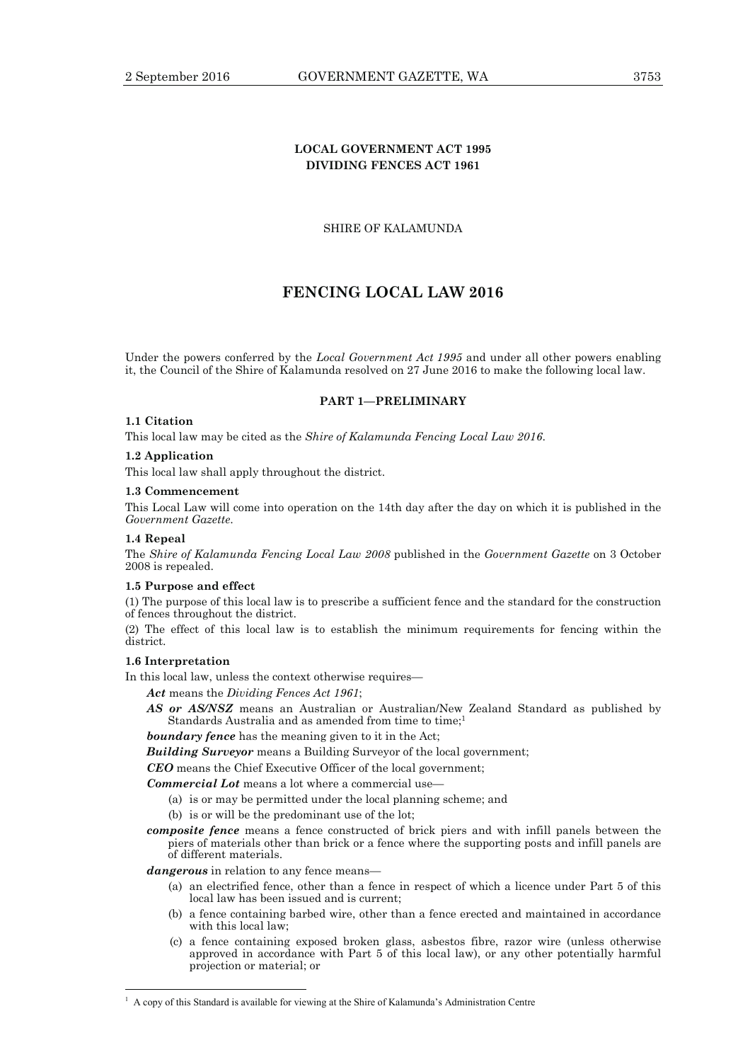**LOCAL GOVERNMENT ACT 1995**
**DIVIDING FENCES ACT 1961**

SHIRE OF KALAMUNDA

# FENCING LOCAL LAW 2016

Under the powers conferred by the *Local Government Act 1995* and under all other powers enabling it, the Council of the Shire of Kalamunda resolved on 27 June 2016 to make the following local law.

## PART 1—PRELIMINARY

**1.1 Citation**

This local law may be cited as the *Shire of Kalamunda Fencing Local Law 2016*.

**1.2 Application**

This local law shall apply throughout the district.

**1.3 Commencement**

This Local Law will come into operation on the 14th day after the day on which it is published in the *Government Gazette*.

**1.4 Repeal**

The *Shire of Kalamunda Fencing Local Law 2008* published in the *Government Gazette* on 3 October 2008 is repealed.

**1.5 Purpose and effect**

(1) The purpose of this local law is to prescribe a sufficient fence and the standard for the construction of fences throughout the district.

(2) The effect of this local law is to establish the minimum requirements for fencing within the district.

**1.6 Interpretation**

In this local law, unless the context otherwise requires—

***Act*** means the *Dividing Fences Act 1961*;

***AS or AS/NSZ*** means an Australian or Australian/New Zealand Standard as published by Standards Australia and as amended from time to time;[1]

***boundary fence*** has the meaning given to it in the Act;

***Building Surveyor*** means a Building Surveyor of the local government;

***CEO*** means the Chief Executive Officer of the local government;

***Commercial Lot*** means a lot where a commercial use—

(a) is or may be permitted under the local planning scheme; and

(b) is or will be the predominant use of the lot;

***composite fence*** means a fence constructed of brick piers and with infill panels between the piers of materials other than brick or a fence where the supporting posts and infill panels are of different materials.

***dangerous*** in relation to any fence means—

(a) an electrified fence, other than a fence in respect of which a licence under Part 5 of this local law has been issued and is current;

(b) a fence containing barbed wire, other than a fence erected and maintained in accordance with this local law;

(c) a fence containing exposed broken glass, asbestos fibre, razor wire (unless otherwise approved in accordance with Part 5 of this local law), or any other potentially harmful projection or material; or

[1] A copy of this Standard is available for viewing at the Shire of Kalamunda's Administration Centre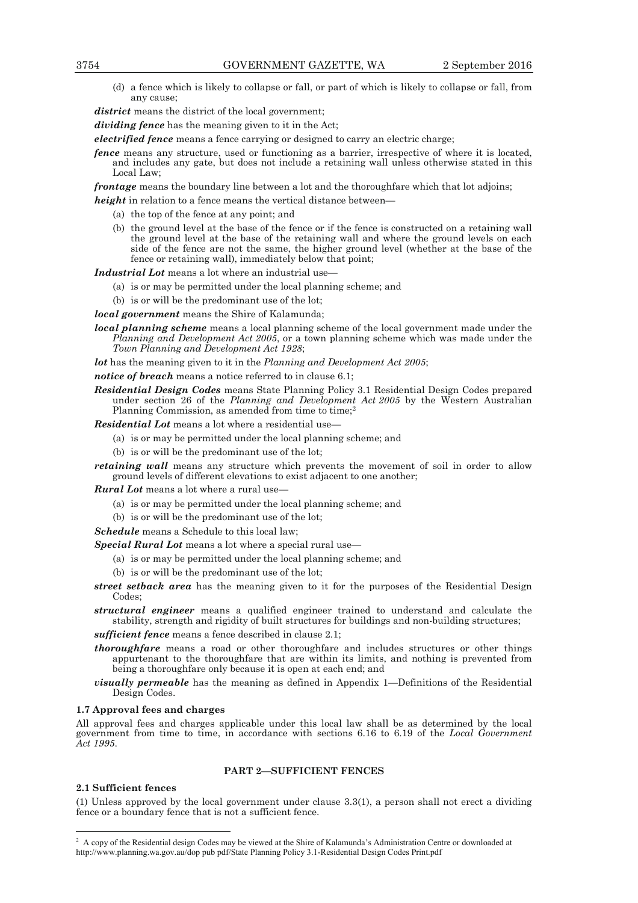(d) a fence which is likely to collapse or fall, or part of which is likely to collapse or fall, from any cause;

***district*** means the district of the local government;

***dividing fence*** has the meaning given to it in the Act;

***electrified fence*** means a fence carrying or designed to carry an electric charge;

***fence*** means any structure, used or functioning as a barrier, irrespective of where it is located, and includes any gate, but does not include a retaining wall unless otherwise stated in this Local Law;

***frontage*** means the boundary line between a lot and the thoroughfare which that lot adjoins;

***height*** in relation to a fence means the vertical distance between—

(a) the top of the fence at any point; and

(b) the ground level at the base of the fence or if the fence is constructed on a retaining wall the ground level at the base of the retaining wall and where the ground levels on each side of the fence are not the same, the higher ground level (whether at the base of the fence or retaining wall), immediately below that point;

***Industrial Lot*** means a lot where an industrial use—

(a) is or may be permitted under the local planning scheme; and

(b) is or will be the predominant use of the lot;

***local government*** means the Shire of Kalamunda;

***local planning scheme*** means a local planning scheme of the local government made under the *Planning and Development Act 2005*, or a town planning scheme which was made under the *Town Planning and Development Act 1928*;

***lot*** has the meaning given to it in the *Planning and Development Act 2005*;

***notice of breach*** means a notice referred to in clause 6.1;

***Residential Design Codes*** means State Planning Policy 3.1 Residential Design Codes prepared under section 26 of the *Planning and Development Act 2005* by the Western Australian Planning Commission, as amended from time to time;[2]

***Residential Lot*** means a lot where a residential use—

(a) is or may be permitted under the local planning scheme; and

(b) is or will be the predominant use of the lot;

***retaining wall*** means any structure which prevents the movement of soil in order to allow ground levels of different elevations to exist adjacent to one another;

***Rural Lot*** means a lot where a rural use—

(a) is or may be permitted under the local planning scheme; and

(b) is or will be the predominant use of the lot;

***Schedule*** means a Schedule to this local law;

***Special Rural Lot*** means a lot where a special rural use—

(a) is or may be permitted under the local planning scheme; and

(b) is or will be the predominant use of the lot;

***street setback area*** has the meaning given to it for the purposes of the Residential Design Codes;

***structural engineer*** means a qualified engineer trained to understand and calculate the stability, strength and rigidity of built structures for buildings and non-building structures;

***sufficient fence*** means a fence described in clause 2.1;

***thoroughfare*** means a road or other thoroughfare and includes structures or other things appurtenant to the thoroughfare that are within its limits, and nothing is prevented from being a thoroughfare only because it is open at each end; and

***visually permeable*** has the meaning as defined in Appendix 1—Definitions of the Residential Design Codes.

**1.7 Approval fees and charges**

All approval fees and charges applicable under this local law shall be as determined by the local government from time to time, in accordance with sections 6.16 to 6.19 of the *Local Government Act 1995*.

## PART 2—SUFFICIENT FENCES

**2.1 Sufficient fences**

(1) Unless approved by the local government under clause 3.3(1), a person shall not erect a dividing fence or a boundary fence that is not a sufficient fence.

---

[2] A copy of the Residential design Codes may be viewed at the Shire of Kalamunda's Administration Centre or downloaded at http://www.planning.wa.gov.au/dop pub pdf/State Planning Policy 3.1-Residential Design Codes Print.pdf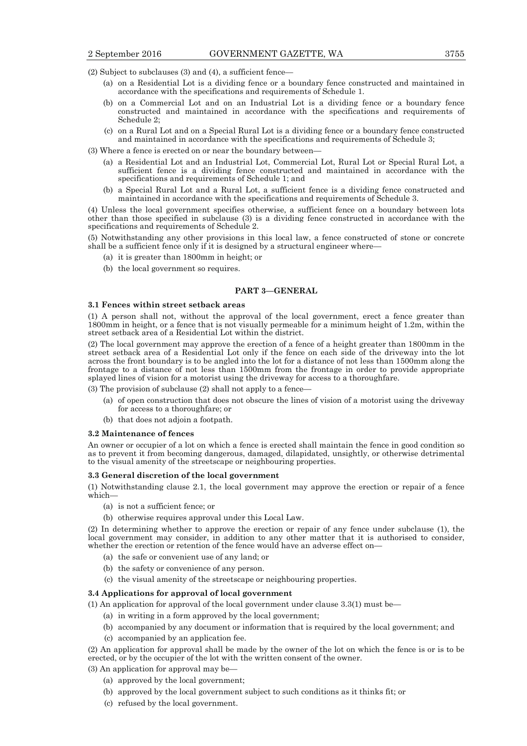(2) Subject to subclauses (3) and (4), a sufficient fence—

(a) on a Residential Lot is a dividing fence or a boundary fence constructed and maintained in accordance with the specifications and requirements of Schedule 1.

(b) on a Commercial Lot and on an Industrial Lot is a dividing fence or a boundary fence constructed and maintained in accordance with the specifications and requirements of Schedule 2;

(c) on a Rural Lot and on a Special Rural Lot is a dividing fence or a boundary fence constructed and maintained in accordance with the specifications and requirements of Schedule 3;

(3) Where a fence is erected on or near the boundary between—

(a) a Residential Lot and an Industrial Lot, Commercial Lot, Rural Lot or Special Rural Lot, a sufficient fence is a dividing fence constructed and maintained in accordance with the specifications and requirements of Schedule 1; and

(b) a Special Rural Lot and a Rural Lot, a sufficient fence is a dividing fence constructed and maintained in accordance with the specifications and requirements of Schedule 3.

(4) Unless the local government specifies otherwise, a sufficient fence on a boundary between lots other than those specified in subclause (3) is a dividing fence constructed in accordance with the specifications and requirements of Schedule 2.

(5) Notwithstanding any other provisions in this local law, a fence constructed of stone or concrete shall be a sufficient fence only if it is designed by a structural engineer where—

(a) it is greater than 1800mm in height; or

(b) the local government so requires.

## PART 3—GENERAL

### 3.1 Fences within street setback areas

(1) A person shall not, without the approval of the local government, erect a fence greater than 1800mm in height, or a fence that is not visually permeable for a minimum height of 1.2m, within the street setback area of a Residential Lot within the district.

(2) The local government may approve the erection of a fence of a height greater than 1800mm in the street setback area of a Residential Lot only if the fence on each side of the driveway into the lot across the front boundary is to be angled into the lot for a distance of not less than 1500mm along the frontage to a distance of not less than 1500mm from the frontage in order to provide appropriate splayed lines of vision for a motorist using the driveway for access to a thoroughfare.

(3) The provision of subclause (2) shall not apply to a fence—

(a) of open construction that does not obscure the lines of vision of a motorist using the driveway for access to a thoroughfare; or

(b) that does not adjoin a footpath.

### 3.2 Maintenance of fences

An owner or occupier of a lot on which a fence is erected shall maintain the fence in good condition so as to prevent it from becoming dangerous, damaged, dilapidated, unsightly, or otherwise detrimental to the visual amenity of the streetscape or neighbouring properties.

### 3.3 General discretion of the local government

(1) Notwithstanding clause 2.1, the local government may approve the erection or repair of a fence which—

(a) is not a sufficient fence; or

(b) otherwise requires approval under this Local Law.

(2) In determining whether to approve the erection or repair of any fence under subclause (1), the local government may consider, in addition to any other matter that it is authorised to consider, whether the erection or retention of the fence would have an adverse effect on—

(a) the safe or convenient use of any land; or

(b) the safety or convenience of any person.

(c) the visual amenity of the streetscape or neighbouring properties.

### 3.4 Applications for approval of local government

(1) An application for approval of the local government under clause 3.3(1) must be—

(a) in writing in a form approved by the local government;

(b) accompanied by any document or information that is required by the local government; and

(c) accompanied by an application fee.

(2) An application for approval shall be made by the owner of the lot on which the fence is or is to be erected, or by the occupier of the lot with the written consent of the owner.

(3) An application for approval may be—

(a) approved by the local government;

(b) approved by the local government subject to such conditions as it thinks fit; or

(c) refused by the local government.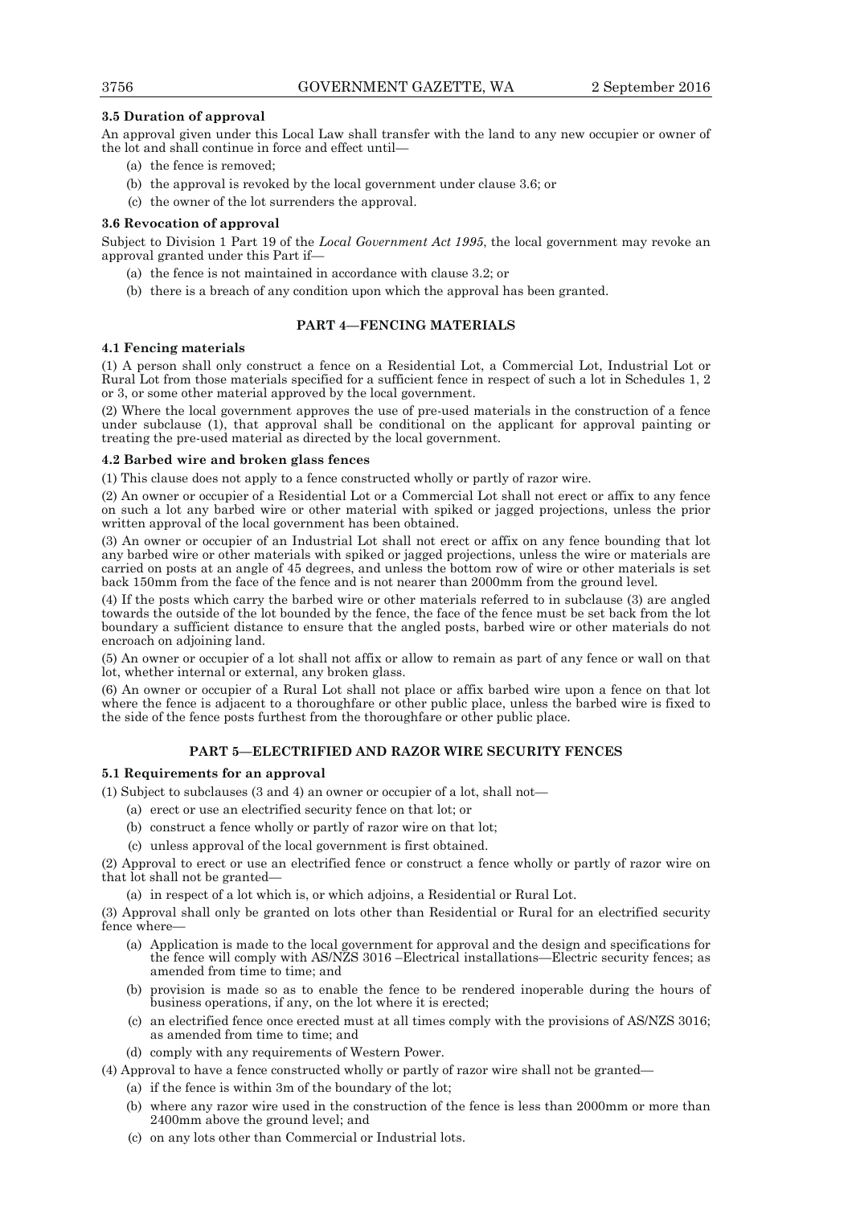**3.5 Duration of approval**

An approval given under this Local Law shall transfer with the land to any new occupier or owner of the lot and shall continue in force and effect until—

(a) the fence is removed;

(b) the approval is revoked by the local government under clause 3.6; or

(c) the owner of the lot surrenders the approval.

**3.6 Revocation of approval**

Subject to Division 1 Part 19 of the *Local Government Act 1995*, the local government may revoke an approval granted under this Part if—

(a) the fence is not maintained in accordance with clause 3.2; or

(b) there is a breach of any condition upon which the approval has been granted.

## PART 4—FENCING MATERIALS

**4.1 Fencing materials**

(1) A person shall only construct a fence on a Residential Lot, a Commercial Lot, Industrial Lot or Rural Lot from those materials specified for a sufficient fence in respect of such a lot in Schedules 1, 2 or 3, or some other material approved by the local government.

(2) Where the local government approves the use of pre-used materials in the construction of a fence under subclause (1), that approval shall be conditional on the applicant for approval painting or treating the pre-used material as directed by the local government.

**4.2 Barbed wire and broken glass fences**

(1) This clause does not apply to a fence constructed wholly or partly of razor wire.

(2) An owner or occupier of a Residential Lot or a Commercial Lot shall not erect or affix to any fence on such a lot any barbed wire or other material with spiked or jagged projections, unless the prior written approval of the local government has been obtained.

(3) An owner or occupier of an Industrial Lot shall not erect or affix on any fence bounding that lot any barbed wire or other materials with spiked or jagged projections, unless the wire or materials are carried on posts at an angle of 45 degrees, and unless the bottom row of wire or other materials is set back 150mm from the face of the fence and is not nearer than 2000mm from the ground level.

(4) If the posts which carry the barbed wire or other materials referred to in subclause (3) are angled towards the outside of the lot bounded by the fence, the face of the fence must be set back from the lot boundary a sufficient distance to ensure that the angled posts, barbed wire or other materials do not encroach on adjoining land.

(5) An owner or occupier of a lot shall not affix or allow to remain as part of any fence or wall on that lot, whether internal or external, any broken glass.

(6) An owner or occupier of a Rural Lot shall not place or affix barbed wire upon a fence on that lot where the fence is adjacent to a thoroughfare or other public place, unless the barbed wire is fixed to the side of the fence posts furthest from the thoroughfare or other public place.

## PART 5—ELECTRIFIED AND RAZOR WIRE SECURITY FENCES

**5.1 Requirements for an approval**

(1) Subject to subclauses (3 and 4) an owner or occupier of a lot, shall not—

(a) erect or use an electrified security fence on that lot; or

(b) construct a fence wholly or partly of razor wire on that lot;

(c) unless approval of the local government is first obtained.

(2) Approval to erect or use an electrified fence or construct a fence wholly or partly of razor wire on that lot shall not be granted—

(a) in respect of a lot which is, or which adjoins, a Residential or Rural Lot.

(3) Approval shall only be granted on lots other than Residential or Rural for an electrified security fence where—

(a) Application is made to the local government for approval and the design and specifications for the fence will comply with AS/NZS 3016 –Electrical installations—Electric security fences; as amended from time to time; and

(b) provision is made so as to enable the fence to be rendered inoperable during the hours of business operations, if any, on the lot where it is erected;

(c) an electrified fence once erected must at all times comply with the provisions of AS/NZS 3016; as amended from time to time; and

(d) comply with any requirements of Western Power.

(4) Approval to have a fence constructed wholly or partly of razor wire shall not be granted—

(a) if the fence is within 3m of the boundary of the lot;

(b) where any razor wire used in the construction of the fence is less than 2000mm or more than 2400mm above the ground level; and

(c) on any lots other than Commercial or Industrial lots.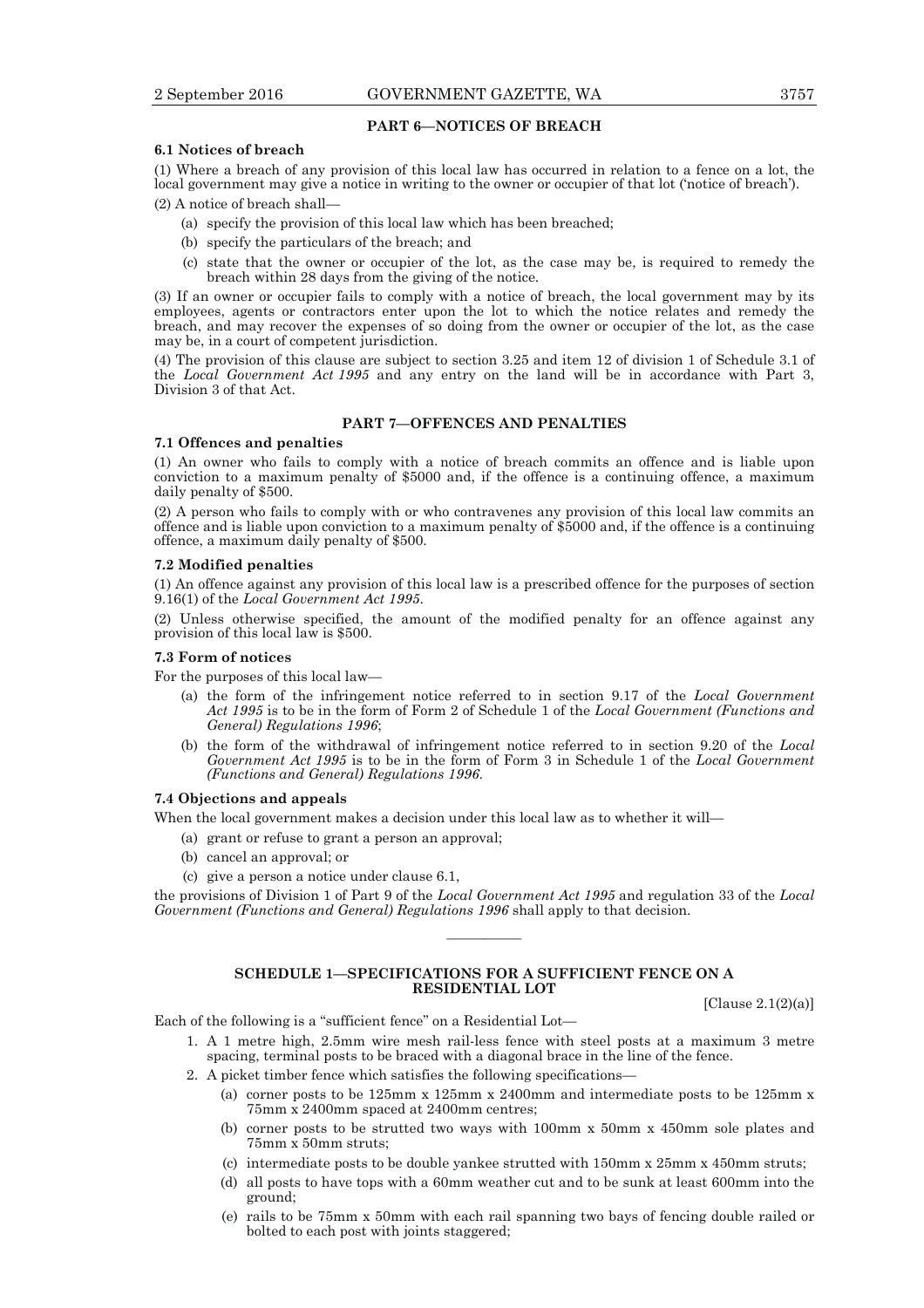## PART 6—NOTICES OF BREACH

### 6.1 Notices of breach

(1) Where a breach of any provision of this local law has occurred in relation to a fence on a lot, the local government may give a notice in writing to the owner or occupier of that lot ('notice of breach').

(2) A notice of breach shall—

- (a) specify the provision of this local law which has been breached;
- (b) specify the particulars of the breach; and
- (c) state that the owner or occupier of the lot, as the case may be, is required to remedy the breach within 28 days from the giving of the notice.

(3) If an owner or occupier fails to comply with a notice of breach, the local government may by its employees, agents or contractors enter upon the lot to which the notice relates and remedy the breach, and may recover the expenses of so doing from the owner or occupier of the lot, as the case may be, in a court of competent jurisdiction.

(4) The provision of this clause are subject to section 3.25 and item 12 of division 1 of Schedule 3.1 of the *Local Government Act 1995* and any entry on the land will be in accordance with Part 3, Division 3 of that Act.

## PART 7—OFFENCES AND PENALTIES

### 7.1 Offences and penalties

(1) An owner who fails to comply with a notice of breach commits an offence and is liable upon conviction to a maximum penalty of $5000 and, if the offence is a continuing offence, a maximum daily penalty of $500.

(2) A person who fails to comply with or who contravenes any provision of this local law commits an offence and is liable upon conviction to a maximum penalty of $5000 and, if the offence is a continuing offence, a maximum daily penalty of $500.

### 7.2 Modified penalties

(1) An offence against any provision of this local law is a prescribed offence for the purposes of section 9.16(1) of the *Local Government Act 1995*.

(2) Unless otherwise specified, the amount of the modified penalty for an offence against any provision of this local law is $500.

### 7.3 Form of notices

For the purposes of this local law—

- (a) the form of the infringement notice referred to in section 9.17 of the *Local Government Act 1995* is to be in the form of Form 2 of Schedule 1 of the *Local Government (Functions and General) Regulations 1996*;
- (b) the form of the withdrawal of infringement notice referred to in section 9.20 of the *Local Government Act 1995* is to be in the form of Form 3 in Schedule 1 of the *Local Government (Functions and General) Regulations 1996*.

### 7.4 Objections and appeals

When the local government makes a decision under this local law as to whether it will—

- (a) grant or refuse to grant a person an approval;
- (b) cancel an approval; or
- (c) give a person a notice under clause 6.1,

the provisions of Division 1 of Part 9 of the *Local Government Act 1995* and regulation 33 of the *Local Government (Functions and General) Regulations 1996* shall apply to that decision.

---

## SCHEDULE 1—SPECIFICATIONS FOR A SUFFICIENT FENCE ON A RESIDENTIAL LOT

[Clause 2.1(2)(a)]

Each of the following is a "sufficient fence" on a Residential Lot—

1. A 1 metre high, 2.5mm wire mesh rail-less fence with steel posts at a maximum 3 metre spacing, terminal posts to be braced with a diagonal brace in the line of the fence.
2. A picket timber fence which satisfies the following specifications—
   - (a) corner posts to be 125mm x 125mm x 2400mm and intermediate posts to be 125mm x 75mm x 2400mm spaced at 2400mm centres;
   - (b) corner posts to be strutted two ways with 100mm x 50mm x 450mm sole plates and 75mm x 50mm struts;
   - (c) intermediate posts to be double yankee strutted with 150mm x 25mm x 450mm struts;
   - (d) all posts to have tops with a 60mm weather cut and to be sunk at least 600mm into the ground;
   - (e) rails to be 75mm x 50mm with each rail spanning two bays of fencing double railed or bolted to each post with joints staggered;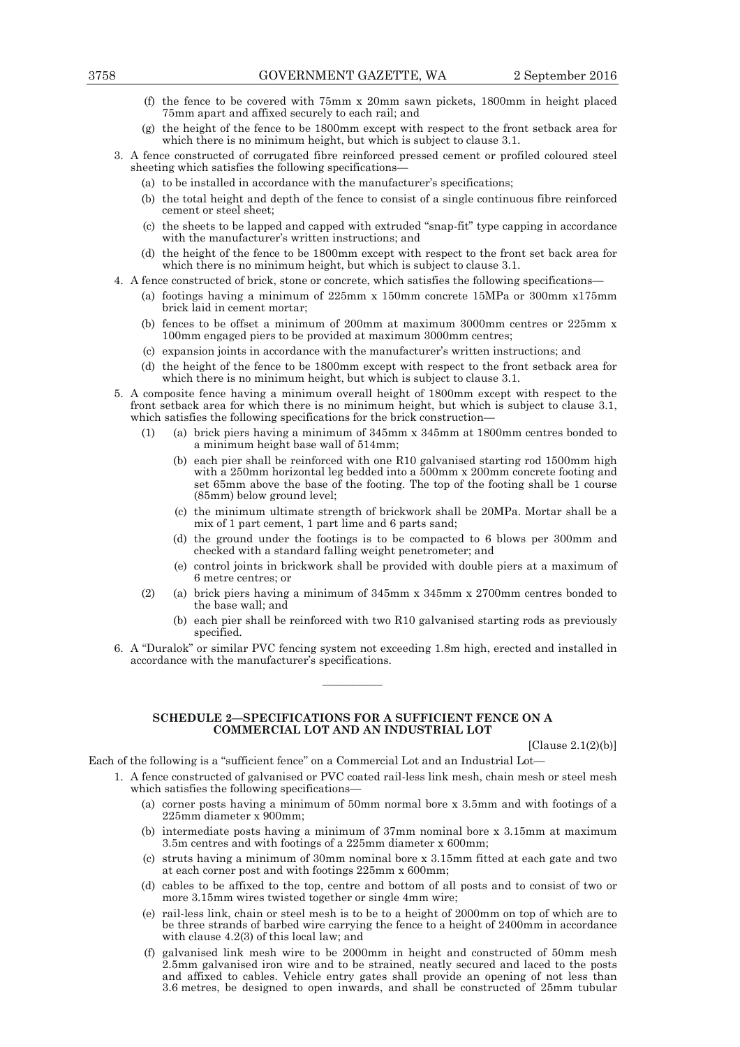(f) the fence to be covered with 75mm x 20mm sawn pickets, 1800mm in height placed 75mm apart and affixed securely to each rail; and

(g) the height of the fence to be 1800mm except with respect to the front setback area for which there is no minimum height, but which is subject to clause 3.1.

3. A fence constructed of corrugated fibre reinforced pressed cement or profiled coloured steel sheeting which satisfies the following specifications—

   (a) to be installed in accordance with the manufacturer's specifications;

   (b) the total height and depth of the fence to consist of a single continuous fibre reinforced cement or steel sheet;

   (c) the sheets to be lapped and capped with extruded "snap-fit" type capping in accordance with the manufacturer's written instructions; and

   (d) the height of the fence to be 1800mm except with respect to the front set back area for which there is no minimum height, but which is subject to clause 3.1.

4. A fence constructed of brick, stone or concrete, which satisfies the following specifications—

   (a) footings having a minimum of 225mm x 150mm concrete 15MPa or 300mm x175mm brick laid in cement mortar;

   (b) fences to be offset a minimum of 200mm at maximum 3000mm centres or 225mm x 100mm engaged piers to be provided at maximum 3000mm centres;

   (c) expansion joints in accordance with the manufacturer's written instructions; and

   (d) the height of the fence to be 1800mm except with respect to the front setback area for which there is no minimum height, but which is subject to clause 3.1.

5. A composite fence having a minimum overall height of 1800mm except with respect to the front setback area for which there is no minimum height, but which is subject to clause 3.1, which satisfies the following specifications for the brick construction—

   (1) (a) brick piers having a minimum of 345mm x 345mm at 1800mm centres bonded to a minimum height base wall of 514mm;

   (b) each pier shall be reinforced with one R10 galvanised starting rod 1500mm high with a 250mm horizontal leg bedded into a 500mm x 200mm concrete footing and set 65mm above the base of the footing. The top of the footing shall be 1 course (85mm) below ground level;

   (c) the minimum ultimate strength of brickwork shall be 20MPa. Mortar shall be a mix of 1 part cement, 1 part lime and 6 parts sand;

   (d) the ground under the footings is to be compacted to 6 blows per 300mm and checked with a standard falling weight penetrometer; and

   (e) control joints in brickwork shall be provided with double piers at a maximum of 6 metre centres; or

   (2) (a) brick piers having a minimum of 345mm x 345mm x 2700mm centres bonded to the base wall; and

   (b) each pier shall be reinforced with two R10 galvanised starting rods as previously specified.

6. A "Duralok" or similar PVC fencing system not exceeding 1.8m high, erected and installed in accordance with the manufacturer's specifications.

---

## SCHEDULE 2—SPECIFICATIONS FOR A SUFFICIENT FENCE ON A COMMERCIAL LOT AND AN INDUSTRIAL LOT

[Clause 2.1(2)(b)]

Each of the following is a "sufficient fence" on a Commercial Lot and an Industrial Lot—

1. A fence constructed of galvanised or PVC coated rail-less link mesh, chain mesh or steel mesh which satisfies the following specifications—

   (a) corner posts having a minimum of 50mm normal bore x 3.5mm and with footings of a 225mm diameter x 900mm;

   (b) intermediate posts having a minimum of 37mm nominal bore x 3.15mm at maximum 3.5m centres and with footings of a 225mm diameter x 600mm;

   (c) struts having a minimum of 30mm nominal bore x 3.15mm fitted at each gate and two at each corner post and with footings 225mm x 600mm;

   (d) cables to be affixed to the top, centre and bottom of all posts and to consist of two or more 3.15mm wires twisted together or single 4mm wire;

   (e) rail-less link, chain or steel mesh is to be to a height of 2000mm on top of which are to be three strands of barbed wire carrying the fence to a height of 2400mm in accordance with clause 4.2(3) of this local law; and

   (f) galvanised link mesh wire to be 2000mm in height and constructed of 50mm mesh 2.5mm galvanised iron wire and to be strained, neatly secured and laced to the posts and affixed to cables. Vehicle entry gates shall provide an opening of not less than 3.6 metres, be designed to open inwards, and shall be constructed of 25mm tubular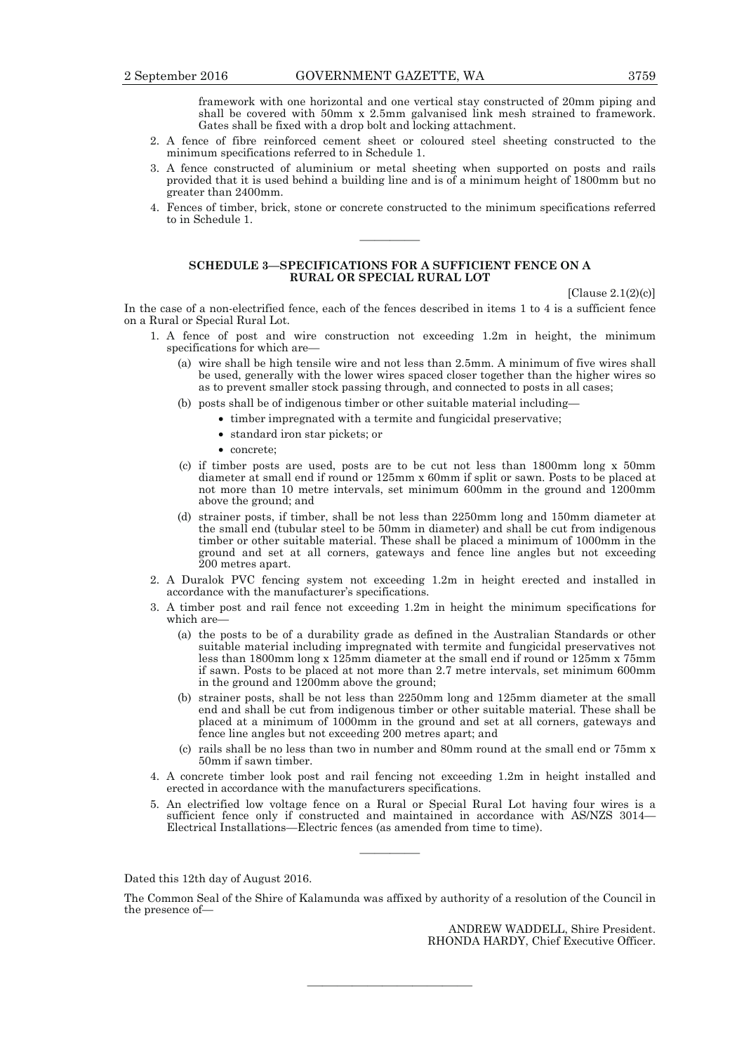framework with one horizontal and one vertical stay constructed of 20mm piping and shall be covered with 50mm x 2.5mm galvanised link mesh strained to framework. Gates shall be fixed with a drop bolt and locking attachment.

2. A fence of fibre reinforced cement sheet or coloured steel sheeting constructed to the minimum specifications referred to in Schedule 1.
3. A fence constructed of aluminium or metal sheeting when supported on posts and rails provided that it is used behind a building line and is of a minimum height of 1800mm but no greater than 2400mm.
4. Fences of timber, brick, stone or concrete constructed to the minimum specifications referred to in Schedule 1.

———————

## SCHEDULE 3—SPECIFICATIONS FOR A SUFFICIENT FENCE ON A RURAL OR SPECIAL RURAL LOT

[Clause 2.1(2)(c)]

In the case of a non-electrified fence, each of the fences described in items 1 to 4 is a sufficient fence on a Rural or Special Rural Lot.

1. A fence of post and wire construction not exceeding 1.2m in height, the minimum specifications for which are—
   (a) wire shall be high tensile wire and not less than 2.5mm. A minimum of five wires shall be used, generally with the lower wires spaced closer together than the higher wires so as to prevent smaller stock passing through, and connected to posts in all cases;
   (b) posts shall be of indigenous timber or other suitable material including—
   - timber impregnated with a termite and fungicidal preservative;
   - standard iron star pickets; or
   - concrete;

   (c) if timber posts are used, posts are to be cut not less than 1800mm long x 50mm diameter at small end if round or 125mm x 60mm if split or sawn. Posts to be placed at not more than 10 metre intervals, set minimum 600mm in the ground and 1200mm above the ground; and
   (d) strainer posts, if timber, shall be not less than 2250mm long and 150mm diameter at the small end (tubular steel to be 50mm in diameter) and shall be cut from indigenous timber or other suitable material. These shall be placed a minimum of 1000mm in the ground and set at all corners, gateways and fence line angles but not exceeding 200 metres apart.
2. A Duralok PVC fencing system not exceeding 1.2m in height erected and installed in accordance with the manufacturer's specifications.
3. A timber post and rail fence not exceeding 1.2m in height the minimum specifications for which are—
   (a) the posts to be of a durability grade as defined in the Australian Standards or other suitable material including impregnated with termite and fungicidal preservatives not less than 1800mm long x 125mm diameter at the small end if round or 125mm x 75mm if sawn. Posts to be placed at not more than 2.7 metre intervals, set minimum 600mm in the ground and 1200mm above the ground;
   (b) strainer posts, shall be not less than 2250mm long and 125mm diameter at the small end and shall be cut from indigenous timber or other suitable material. These shall be placed at a minimum of 1000mm in the ground and set at all corners, gateways and fence line angles but not exceeding 200 metres apart; and
   (c) rails shall be no less than two in number and 80mm round at the small end or 75mm x 50mm if sawn timber.
4. A concrete timber look post and rail fencing not exceeding 1.2m in height installed and erected in accordance with the manufacturers specifications.
5. An electrified low voltage fence on a Rural or Special Rural Lot having four wires is a sufficient fence only if constructed and maintained in accordance with AS/NZS 3014—Electrical Installations—Electric fences (as amended from time to time).

———————

Dated this 12th day of August 2016.

The Common Seal of the Shire of Kalamunda was affixed by authority of a resolution of the Council in the presence of—

ANDREW WADDELL, Shire President.
RHONDA HARDY, Chief Executive Officer.

———————————